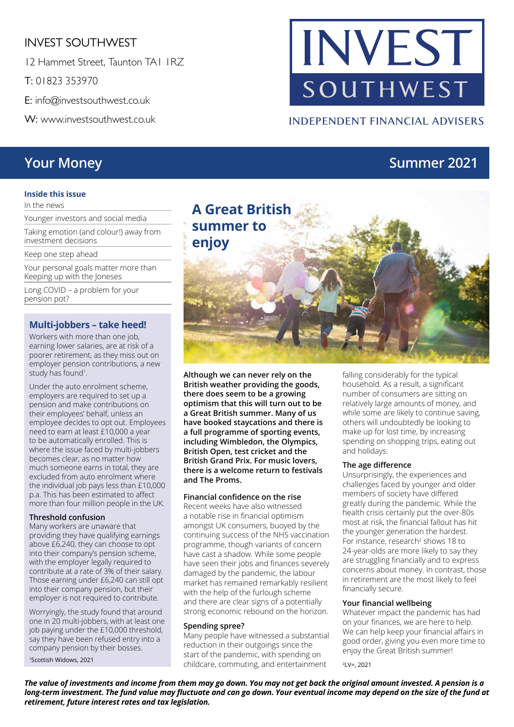INVEST SOUTHWEST

12 Hammet Street, Taunton TA1 1RZ

T: 01823 353970

E: info@investsouthwest.co.uk

W: www.investsouthwest.co.uk

INVEST SOUTHWEST

INDEPENDENT FINANCIAL ADVISERS

# Your Money

Summer 2021

**Inside this issue**

- In the news
- Younger investors and social media
- Taking emotion (and colour!) away from investment decisions
- Keep one step ahead
- Your personal goals matter more than Keeping up with the Joneses
- Long COVID – a problem for your pension pot?

## Multi-jobbers – take heed!

Workers with more than one job, earning lower salaries, are at risk of a poorer retirement, as they miss out on employer pension contributions, a new study has found[1].

Under the auto enrolment scheme, employers are required to set up a pension and make contributions on their employees' behalf, unless an employee decides to opt out. Employees need to earn at least £10,000 a year to be automatically enrolled. This is where the issue faced by multi-jobbers becomes clear, as no matter how much someone earns in total, they are excluded from auto enrolment where the individual job pays less than £10,000 p.a. This has been estimated to affect more than four million people in the UK.

### Threshold confusion

Many workers are unaware that providing they have qualifying earnings above £6,240, they can choose to opt into their company's pension scheme, with the employer legally required to contribute at a rate of 3% of their salary. Those earning under £6,240 can still opt into their company pension, but their employer is not required to contribute.

Worryingly, the study found that around one in 20 multi-jobbers, with at least one job paying under the £10,000 threshold, say they have been refused entry into a company pension by their bosses.

[1]Scottish Widows, 2021

## A Great British summer to enjoy

**Although we can never rely on the British weather providing the goods, there does seem to be a growing optimism that this will turn out to be a Great British summer. Many of us have booked staycations and there is a full programme of sporting events, including Wimbledon, the Olympics, British Open, test cricket and the British Grand Prix. For music lovers, there is a welcome return to festivals and The Proms.**

### Financial confidence on the rise

Recent weeks have also witnessed a notable rise in financial optimism amongst UK consumers, buoyed by the continuing success of the NHS vaccination programme, though variants of concern have cast a shadow. While some people have seen their jobs and finances severely damaged by the pandemic, the labour market has remained remarkably resilient with the help of the furlough scheme and there are clear signs of a potentially strong economic rebound on the horizon.

### Spending spree?

Many people have witnessed a substantial reduction in their outgoings since the start of the pandemic, with spending on childcare, commuting, and entertainment falling considerably for the typical household. As a result, a significant number of consumers are sitting on relatively large amounts of money, and while some are likely to continue saving, others will undoubtedly be looking to make up for lost time, by increasing spending on shopping trips, eating out and holidays.

### The age difference

Unsurprisingly, the experiences and challenges faced by younger and older members of society have differed greatly during the pandemic. While the health crisis certainly put the over-80s most at risk, the financial fallout has hit the younger generation the hardest. For instance, research[2] shows 18 to 24-year-olds are more likely to say they are struggling financially and to express concerns about money. In contrast, those in retirement are the most likely to feel financially secure.

### Your financial wellbeing

Whatever impact the pandemic has had on your finances, we are here to help. We can help keep your financial affairs in good order, giving you even more time to enjoy the Great British summer!

[2]LV=, 2021

***The value of investments and income from them may go down. You may not get back the original amount invested. A pension is a long-term investment. The fund value may fluctuate and can go down. Your eventual income may depend on the size of the fund at retirement, future interest rates and tax legislation.***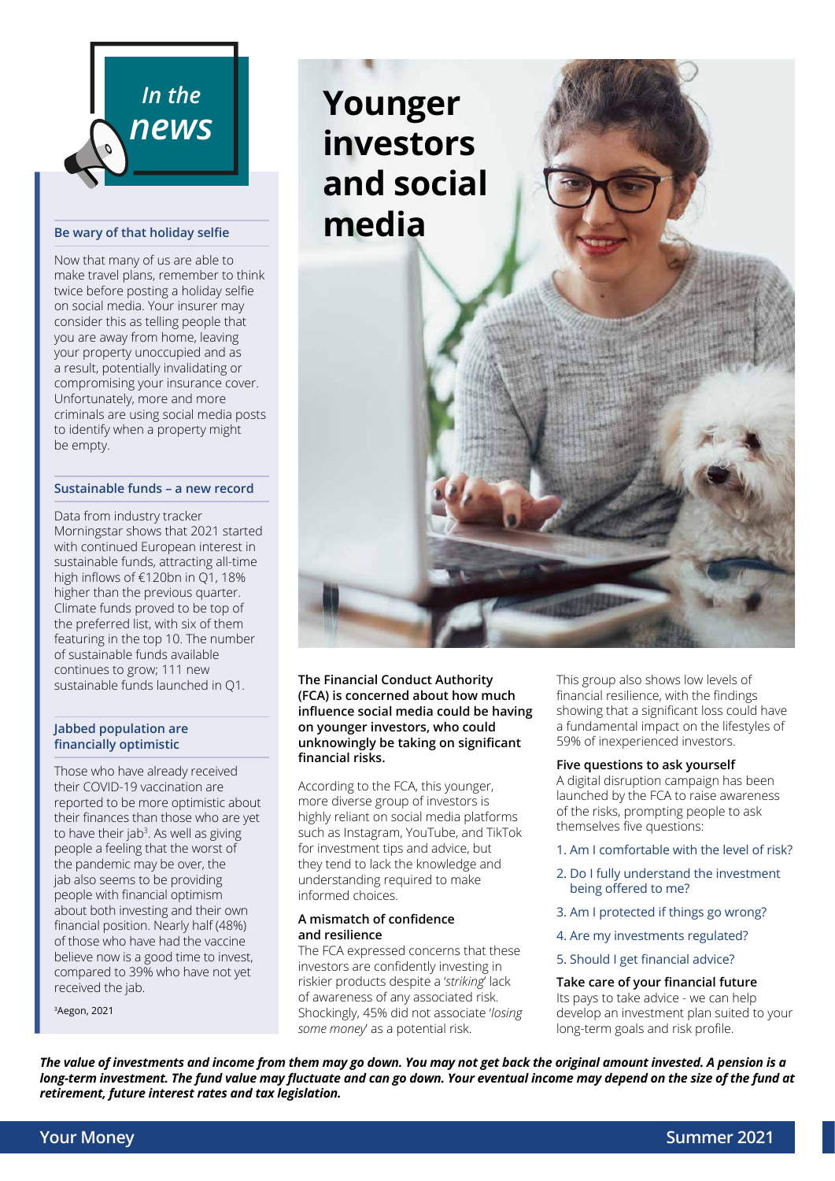## In the news

### Be wary of that holiday selfie

Now that many of us are able to make travel plans, remember to think twice before posting a holiday selfie on social media. Your insurer may consider this as telling people that you are away from home, leaving your property unoccupied and as a result, potentially invalidating or compromising your insurance cover. Unfortunately, more and more criminals are using social media posts to identify when a property might be empty.

### Sustainable funds – a new record

Data from industry tracker Morningstar shows that 2021 started with continued European interest in sustainable funds, attracting all-time high inflows of €120bn in Q1, 18% higher than the previous quarter. Climate funds proved to be top of the preferred list, with six of them featuring in the top 10. The number of sustainable funds available continues to grow; 111 new sustainable funds launched in Q1.

### Jabbed population are financially optimistic

Those who have already received their COVID-19 vaccination are reported to be more optimistic about their finances than those who are yet to have their jab[3]. As well as giving people a feeling that the worst of the pandemic may be over, the jab also seems to be providing people with financial optimism about both investing and their own financial position. Nearly half (48%) of those who have had the vaccine believe now is a good time to invest, compared to 39% who have not yet received the jab.

[3]Aegon, 2021

# Younger investors and social media

**The Financial Conduct Authority (FCA) is concerned about how much influence social media could be having on younger investors, who could unknowingly be taking on significant financial risks.**

According to the FCA, this younger, more diverse group of investors is highly reliant on social media platforms such as Instagram, YouTube, and TikTok for investment tips and advice, but they tend to lack the knowledge and understanding required to make informed choices.

### A mismatch of confidence and resilience

The FCA expressed concerns that these investors are confidently investing in riskier products despite a '*striking*' lack of awareness of any associated risk. Shockingly, 45% did not associate '*losing some money*' as a potential risk.

This group also shows low levels of financial resilience, with the findings showing that a significant loss could have a fundamental impact on the lifestyles of 59% of inexperienced investors.

### Five questions to ask yourself

A digital disruption campaign has been launched by the FCA to raise awareness of the risks, prompting people to ask themselves five questions:

1. Am I comfortable with the level of risk?
2. Do I fully understand the investment being offered to me?
3. Am I protected if things go wrong?
4. Are my investments regulated?
5. Should I get financial advice?

### Take care of your financial future

Its pays to take advice - we can help develop an investment plan suited to your long-term goals and risk profile.

***The value of investments and income from them may go down. You may not get back the original amount invested. A pension is a long-term investment. The fund value may fluctuate and can go down. Your eventual income may depend on the size of the fund at retirement, future interest rates and tax legislation.***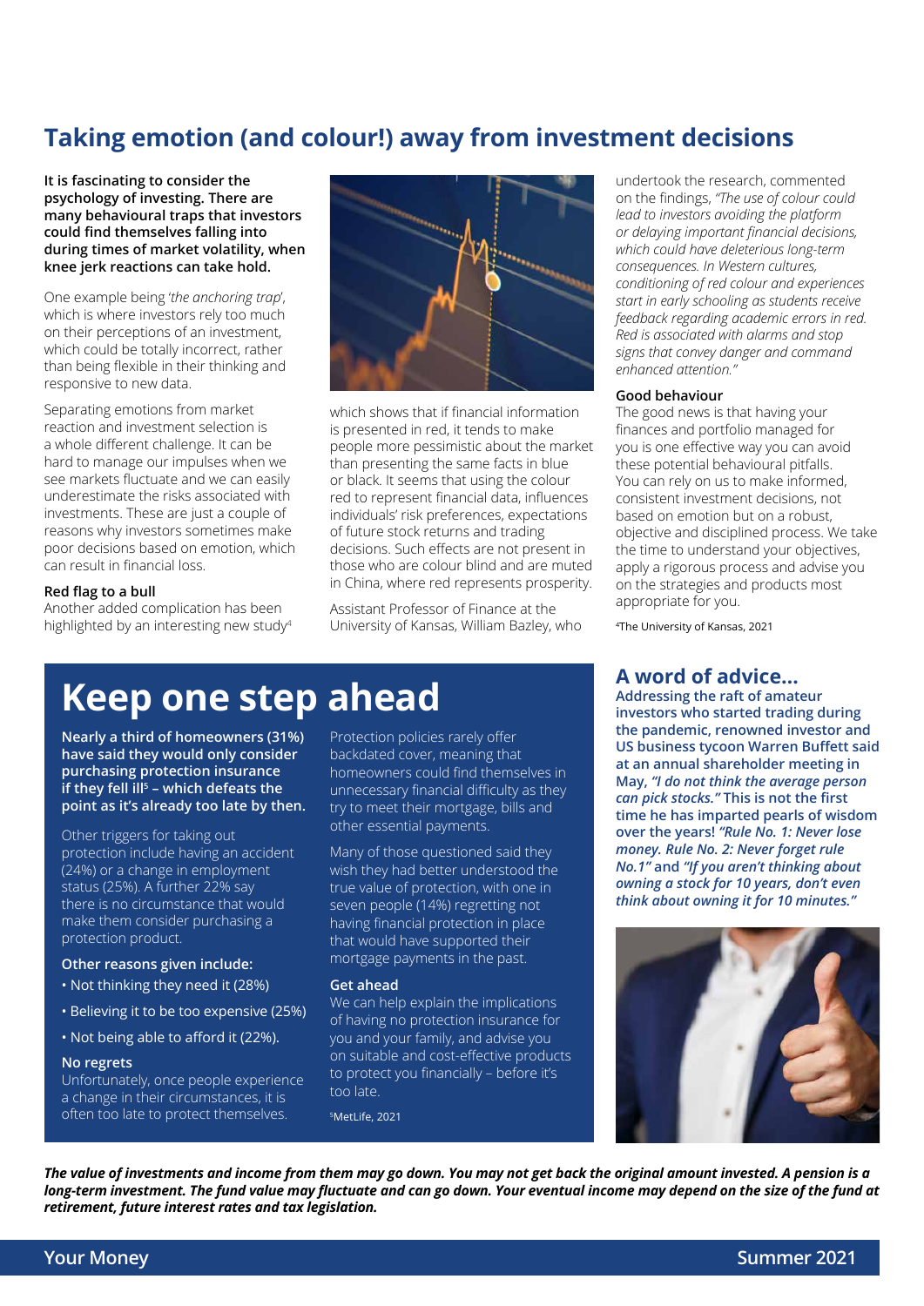# Taking emotion (and colour!) away from investment decisions

**It is fascinating to consider the psychology of investing. There are many behavioural traps that investors could find themselves falling into during times of market volatility, when knee jerk reactions can take hold.**

One example being '*the anchoring trap*', which is where investors rely too much on their perceptions of an investment, which could be totally incorrect, rather than being flexible in their thinking and responsive to new data.

Separating emotions from market reaction and investment selection is a whole different challenge. It can be hard to manage our impulses when we see markets fluctuate and we can easily underestimate the risks associated with investments. These are just a couple of reasons why investors sometimes make poor decisions based on emotion, which can result in financial loss.

### Red flag to a bull

Another added complication has been highlighted by an interesting new study[4] which shows that if financial information is presented in red, it tends to make people more pessimistic about the market than presenting the same facts in blue or black. It seems that using the colour red to represent financial data, influences individuals' risk preferences, expectations of future stock returns and trading decisions. Such effects are not present in those who are colour blind and are muted in China, where red represents prosperity.

Assistant Professor of Finance at the University of Kansas, William Bazley, who undertook the research, commented on the findings, *"The use of colour could lead to investors avoiding the platform or delaying important financial decisions, which could have deleterious long-term consequences. In Western cultures, conditioning of red colour and experiences start in early schooling as students receive feedback regarding academic errors in red. Red is associated with alarms and stop signs that convey danger and command enhanced attention."*

### Good behaviour

The good news is that having your finances and portfolio managed for you is one effective way you can avoid these potential behavioural pitfalls. You can rely on us to make informed, consistent investment decisions, not based on emotion but on a robust, objective and disciplined process. We take the time to understand your objectives, apply a rigorous process and advise you on the strategies and products most appropriate for you.

[4]The University of Kansas, 2021

# Keep one step ahead

**Nearly a third of homeowners (31%) have said they would only consider purchasing protection insurance if they fell ill[5] – which defeats the point as it's already too late by then.**

Other triggers for taking out protection include having an accident (24%) or a change in employment status (25%). A further 22% say there is no circumstance that would make them consider purchasing a protection product.

### Other reasons given include:

- Not thinking they need it (28%)
- Believing it to be too expensive (25%)
- Not being able to afford it (22%).

### No regrets

Unfortunately, once people experience a change in their circumstances, it is often too late to protect themselves. Protection policies rarely offer backdated cover, meaning that homeowners could find themselves in unnecessary financial difficulty as they try to meet their mortgage, bills and other essential payments.

Many of those questioned said they wish they had better understood the true value of protection, with one in seven people (14%) regretting not having financial protection in place that would have supported their mortgage payments in the past.

### Get ahead

We can help explain the implications of having no protection insurance for you and your family, and advise you on suitable and cost-effective products to protect you financially – before it's too late.

[5]MetLife, 2021

## A word of advice...

**Addressing the raft of amateur investors who started trading during the pandemic, renowned investor and US business tycoon Warren Buffett said at an annual shareholder meeting in May, *"I do not think the average person can pick stocks."* This is not the first time he has imparted pearls of wisdom over the years! *"Rule No. 1: Never lose money. Rule No. 2: Never forget rule No.1"* and *"If you aren't thinking about owning a stock for 10 years, don't even think about owning it for 10 minutes."***

***The value of investments and income from them may go down. You may not get back the original amount invested. A pension is a long-term investment. The fund value may fluctuate and can go down. Your eventual income may depend on the size of the fund at retirement, future interest rates and tax legislation.***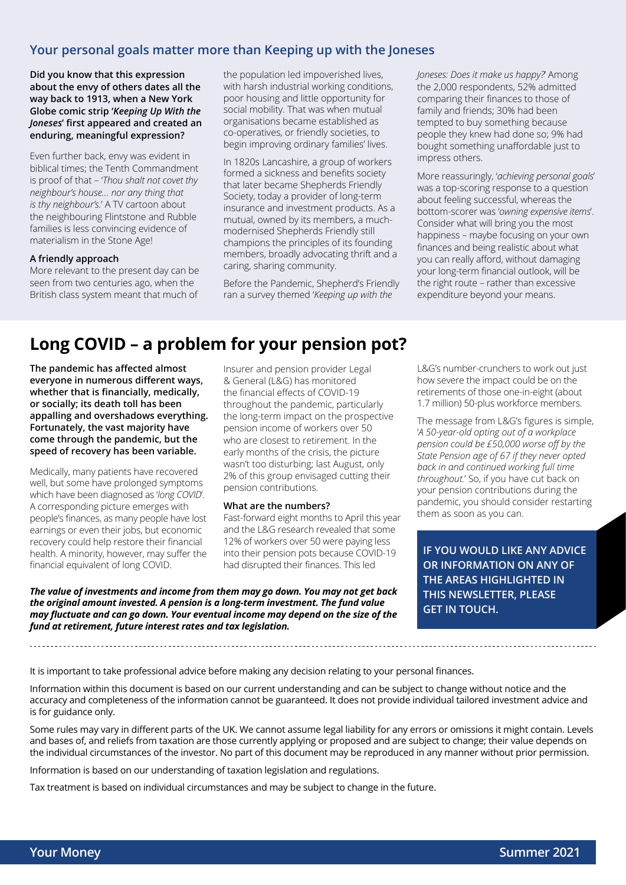## Your personal goals matter more than Keeping up with the Joneses

**Did you know that this expression about the envy of others dates all the way back to 1913, when a New York Globe comic strip '*Keeping Up With the Joneses*' first appeared and created an enduring, meaningful expression?**

Even further back, envy was evident in biblical times; the Tenth Commandment is proof of that – '*Thou shalt not covet thy neighbour's house… nor any thing that is thy neighbour's.*' A TV cartoon about the neighbouring Flintstone and Rubble families is less convincing evidence of materialism in the Stone Age!

### A friendly approach

More relevant to the present day can be seen from two centuries ago, when the British class system meant that much of the population led impoverished lives, with harsh industrial working conditions, poor housing and little opportunity for social mobility. That was when mutual organisations became established as co-operatives, or friendly societies, to begin improving ordinary families' lives.

In 1820s Lancashire, a group of workers formed a sickness and benefits society that later became Shepherds Friendly Society, today a provider of long-term insurance and investment products. As a mutual, owned by its members, a much-modernised Shepherds Friendly still champions the principles of its founding members, broadly advocating thrift and a caring, sharing community.

Before the Pandemic, Shepherd's Friendly ran a survey themed '*Keeping up with the Joneses: Does it make us happy?*' Among the 2,000 respondents, 52% admitted comparing their finances to those of family and friends; 30% had been tempted to buy something because people they knew had done so; 9% had bought something unaffordable just to impress others.

More reassuringly, '*achieving personal goals*' was a top-scoring response to a question about feeling successful, whereas the bottom-scorer was '*owning expensive items*'. Consider what will bring you the most happiness – maybe focusing on your own finances and being realistic about what you can really afford, without damaging your long-term financial outlook, will be the right route – rather than excessive expenditure beyond your means.

# Long COVID – a problem for your pension pot?

**The pandemic has affected almost everyone in numerous different ways, whether that is financially, medically, or socially; its death toll has been appalling and overshadows everything. Fortunately, the vast majority have come through the pandemic, but the speed of recovery has been variable.**

Medically, many patients have recovered well, but some have prolonged symptoms which have been diagnosed as '*long COVID*'. A corresponding picture emerges with people's finances, as many people have lost earnings or even their jobs, but economic recovery could help restore their financial health. A minority, however, may suffer the financial equivalent of long COVID.

Insurer and pension provider Legal & General (L&G) has monitored the financial effects of COVID-19 throughout the pandemic, particularly the long-term impact on the prospective pension income of workers over 50 who are closest to retirement. In the early months of the crisis, the picture wasn't too disturbing; last August, only 2% of this group envisaged cutting their pension contributions.

### What are the numbers?

Fast-forward eight months to April this year and the L&G research revealed that some 12% of workers over 50 were paying less into their pension pots because COVID-19 had disrupted their finances. This led L&G's number-crunchers to work out just how severe the impact could be on the retirements of those one-in-eight (about 1.7 million) 50-plus workforce members.

The message from L&G's figures is simple, '*A 50-year-old opting out of a workplace pension could be £50,000 worse off by the State Pension age of 67 if they never opted back in and continued working full time throughout.*' So, if you have cut back on your pension contributions during the pandemic, you should consider restarting them as soon as you can.

***The value of investments and income from them may go down. You may not get back the original amount invested. A pension is a long-term investment. The fund value may fluctuate and can go down. Your eventual income may depend on the size of the fund at retirement, future interest rates and tax legislation.***

**IF YOU WOULD LIKE ANY ADVICE OR INFORMATION ON ANY OF THE AREAS HIGHLIGHTED IN THIS NEWSLETTER, PLEASE GET IN TOUCH.**

It is important to take professional advice before making any decision relating to your personal finances.

Information within this document is based on our current understanding and can be subject to change without notice and the accuracy and completeness of the information cannot be guaranteed. It does not provide individual tailored investment advice and is for guidance only.

Some rules may vary in different parts of the UK. We cannot assume legal liability for any errors or omissions it might contain. Levels and bases of, and reliefs from taxation are those currently applying or proposed and are subject to change; their value depends on the individual circumstances of the investor. No part of this document may be reproduced in any manner without prior permission.

Information is based on our understanding of taxation legislation and regulations.

Tax treatment is based on individual circumstances and may be subject to change in the future.